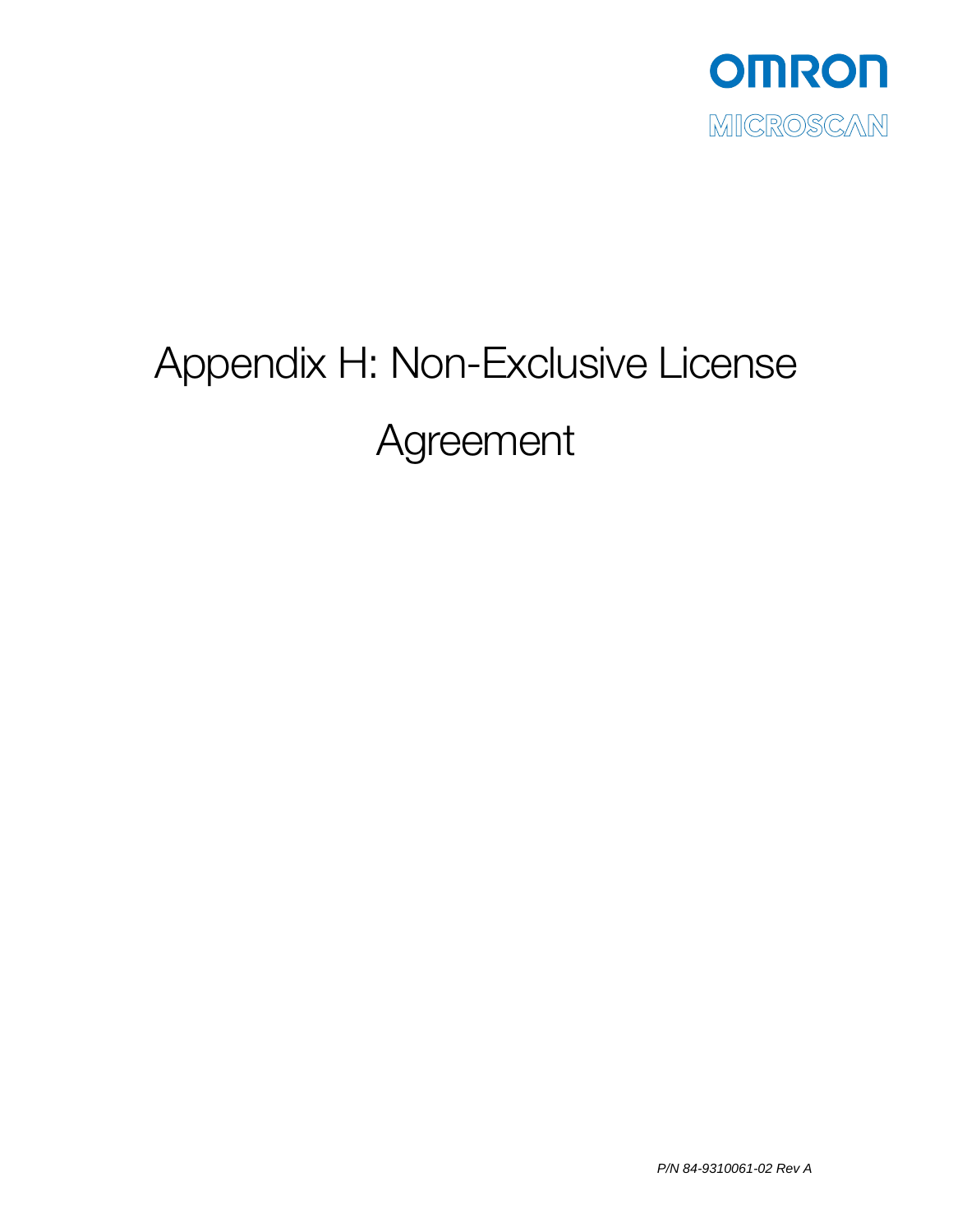OMRON

MICROSCAN

# Appendix H: Non-Exclusive License Agreement

*P/N 84-9310061-02 Rev A*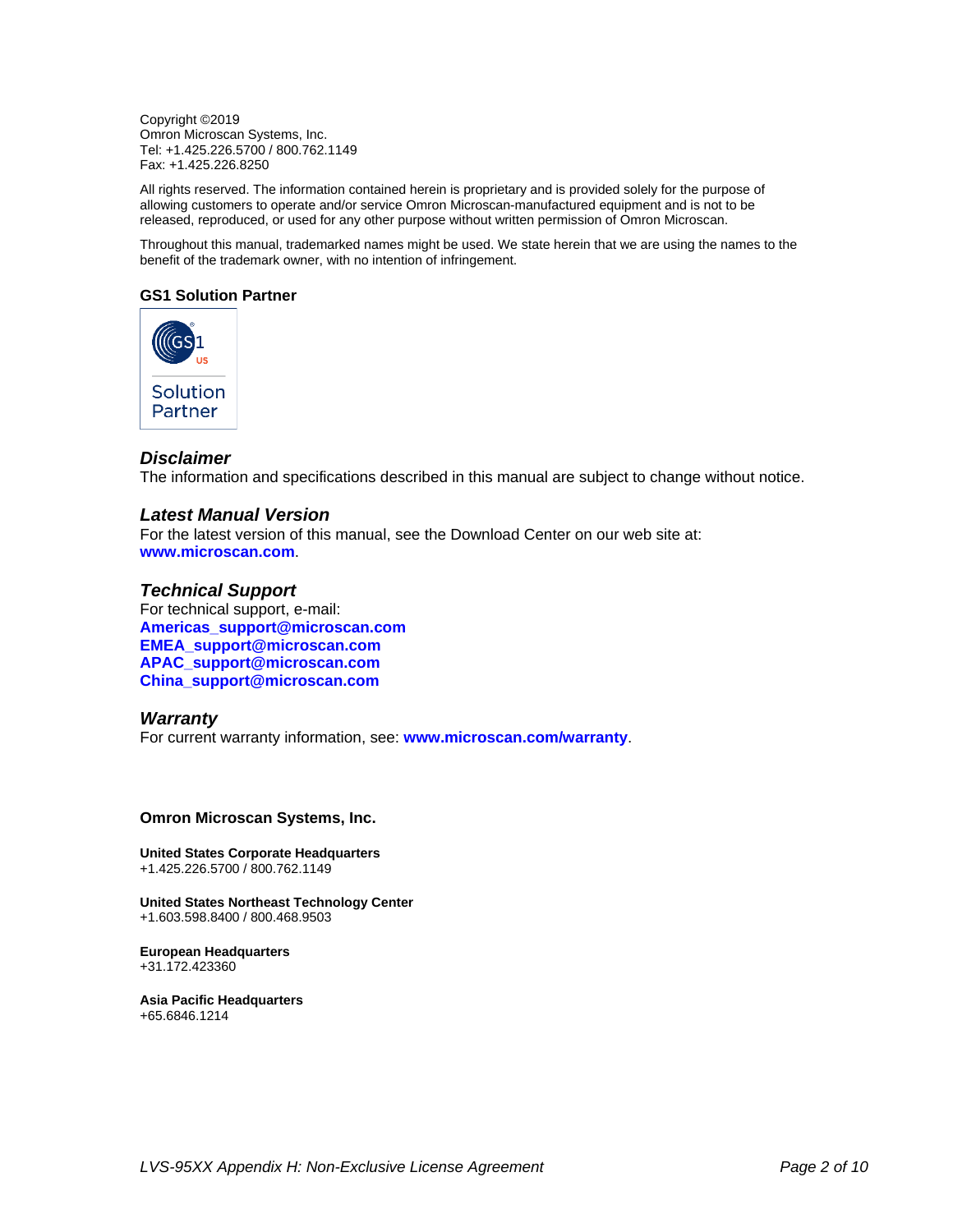Copyright ©2019
Omron Microscan Systems, Inc.
Tel: +1.425.226.5700 / 800.762.1149
Fax: +1.425.226.8250

All rights reserved. The information contained herein is proprietary and is provided solely for the purpose of allowing customers to operate and/or service Omron Microscan-manufactured equipment and is not to be released, reproduced, or used for any other purpose without written permission of Omron Microscan.

Throughout this manual, trademarked names might be used. We state herein that we are using the names to the benefit of the trademark owner, with no intention of infringement.

**GS1 Solution Partner**

GS1 US Solution Partner

### *Disclaimer*

The information and specifications described in this manual are subject to change without notice.

### *Latest Manual Version*

For the latest version of this manual, see the Download Center on our web site at:
**www.microscan.com**.

### *Technical Support*

For technical support, e-mail:
**Americas_support@microscan.com**
**EMEA_support@microscan.com**
**APAC_support@microscan.com**
**China_support@microscan.com**

### *Warranty*

For current warranty information, see: **www.microscan.com/warranty**.

**Omron Microscan Systems, Inc.**

**United States Corporate Headquarters**
+1.425.226.5700 / 800.762.1149

**United States Northeast Technology Center**
+1.603.598.8400 / 800.468.9503

**European Headquarters**
+31.172.423360

**Asia Pacific Headquarters**
+65.6846.1214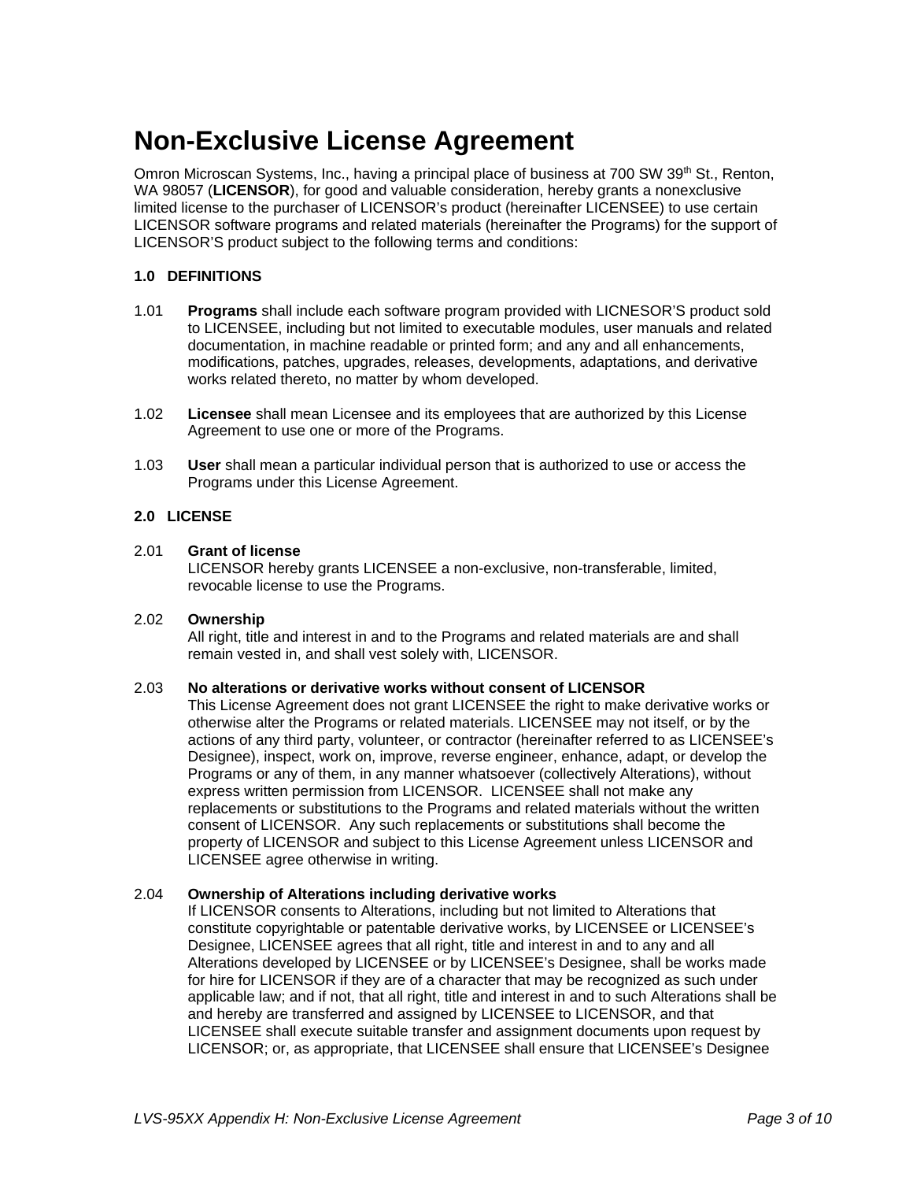# Non-Exclusive License Agreement

Omron Microscan Systems, Inc., having a principal place of business at 700 SW 39th St., Renton, WA 98057 (**LICENSOR**), for good and valuable consideration, hereby grants a nonexclusive limited license to the purchaser of LICENSOR's product (hereinafter LICENSEE) to use certain LICENSOR software programs and related materials (hereinafter the Programs) for the support of LICENSOR'S product subject to the following terms and conditions:

### 1.0 DEFINITIONS

1.01 **Programs** shall include each software program provided with LICNESOR'S product sold to LICENSEE, including but not limited to executable modules, user manuals and related documentation, in machine readable or printed form; and any and all enhancements, modifications, patches, upgrades, releases, developments, adaptations, and derivative works related thereto, no matter by whom developed.

1.02 **Licensee** shall mean Licensee and its employees that are authorized by this License Agreement to use one or more of the Programs.

1.03 **User** shall mean a particular individual person that is authorized to use or access the Programs under this License Agreement.

### 2.0 LICENSE

2.01 **Grant of license**
LICENSOR hereby grants LICENSEE a non-exclusive, non-transferable, limited, revocable license to use the Programs.

2.02 **Ownership**
All right, title and interest in and to the Programs and related materials are and shall remain vested in, and shall vest solely with, LICENSOR.

2.03 **No alterations or derivative works without consent of LICENSOR**
This License Agreement does not grant LICENSEE the right to make derivative works or otherwise alter the Programs or related materials. LICENSEE may not itself, or by the actions of any third party, volunteer, or contractor (hereinafter referred to as LICENSEE's Designee), inspect, work on, improve, reverse engineer, enhance, adapt, or develop the Programs or any of them, in any manner whatsoever (collectively Alterations), without express written permission from LICENSOR. LICENSEE shall not make any replacements or substitutions to the Programs and related materials without the written consent of LICENSOR. Any such replacements or substitutions shall become the property of LICENSOR and subject to this License Agreement unless LICENSOR and LICENSEE agree otherwise in writing.

2.04 **Ownership of Alterations including derivative works**
If LICENSOR consents to Alterations, including but not limited to Alterations that constitute copyrightable or patentable derivative works, by LICENSEE or LICENSEE's Designee, LICENSEE agrees that all right, title and interest in and to any and all Alterations developed by LICENSEE or by LICENSEE's Designee, shall be works made for hire for LICENSOR if they are of a character that may be recognized as such under applicable law; and if not, that all right, title and interest in and to such Alterations shall be and hereby are transferred and assigned by LICENSEE to LICENSOR, and that LICENSEE shall execute suitable transfer and assignment documents upon request by LICENSOR; or, as appropriate, that LICENSEE shall ensure that LICENSEE's Designee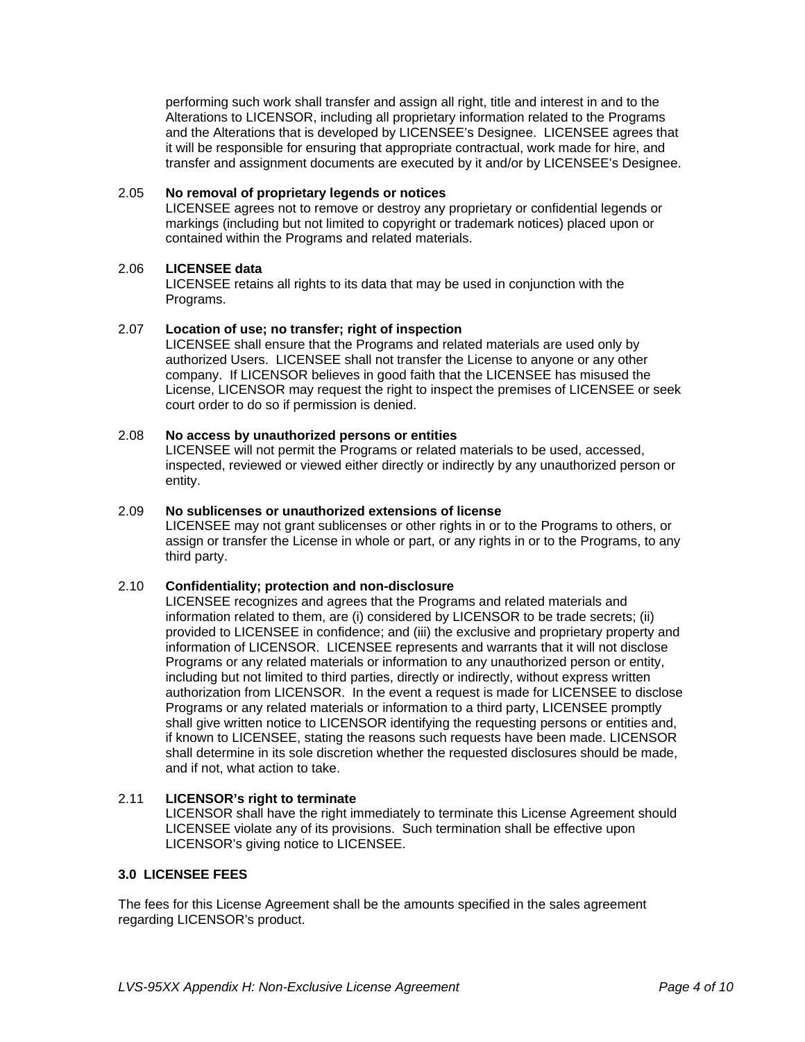performing such work shall transfer and assign all right, title and interest in and to the Alterations to LICENSOR, including all proprietary information related to the Programs and the Alterations that is developed by LICENSEE's Designee. LICENSEE agrees that it will be responsible for ensuring that appropriate contractual, work made for hire, and transfer and assignment documents are executed by it and/or by LICENSEE's Designee.

2.05 **No removal of proprietary legends or notices**
LICENSEE agrees not to remove or destroy any proprietary or confidential legends or markings (including but not limited to copyright or trademark notices) placed upon or contained within the Programs and related materials.

2.06 **LICENSEE data**
LICENSEE retains all rights to its data that may be used in conjunction with the Programs.

2.07 **Location of use; no transfer; right of inspection**
LICENSEE shall ensure that the Programs and related materials are used only by authorized Users. LICENSEE shall not transfer the License to anyone or any other company. If LICENSOR believes in good faith that the LICENSEE has misused the License, LICENSOR may request the right to inspect the premises of LICENSEE or seek court order to do so if permission is denied.

2.08 **No access by unauthorized persons or entities**
LICENSEE will not permit the Programs or related materials to be used, accessed, inspected, reviewed or viewed either directly or indirectly by any unauthorized person or entity.

2.09 **No sublicenses or unauthorized extensions of license**
LICENSEE may not grant sublicenses or other rights in or to the Programs to others, or assign or transfer the License in whole or part, or any rights in or to the Programs, to any third party.

2.10 **Confidentiality; protection and non-disclosure**
LICENSEE recognizes and agrees that the Programs and related materials and information related to them, are (i) considered by LICENSOR to be trade secrets; (ii) provided to LICENSEE in confidence; and (iii) the exclusive and proprietary property and information of LICENSOR. LICENSEE represents and warrants that it will not disclose Programs or any related materials or information to any unauthorized person or entity, including but not limited to third parties, directly or indirectly, without express written authorization from LICENSOR. In the event a request is made for LICENSEE to disclose Programs or any related materials or information to a third party, LICENSEE promptly shall give written notice to LICENSOR identifying the requesting persons or entities and, if known to LICENSEE, stating the reasons such requests have been made. LICENSOR shall determine in its sole discretion whether the requested disclosures should be made, and if not, what action to take.

2.11 **LICENSOR's right to terminate**
LICENSOR shall have the right immediately to terminate this License Agreement should LICENSEE violate any of its provisions. Such termination shall be effective upon LICENSOR's giving notice to LICENSEE.

**3.0 LICENSEE FEES**

The fees for this License Agreement shall be the amounts specified in the sales agreement regarding LICENSOR's product.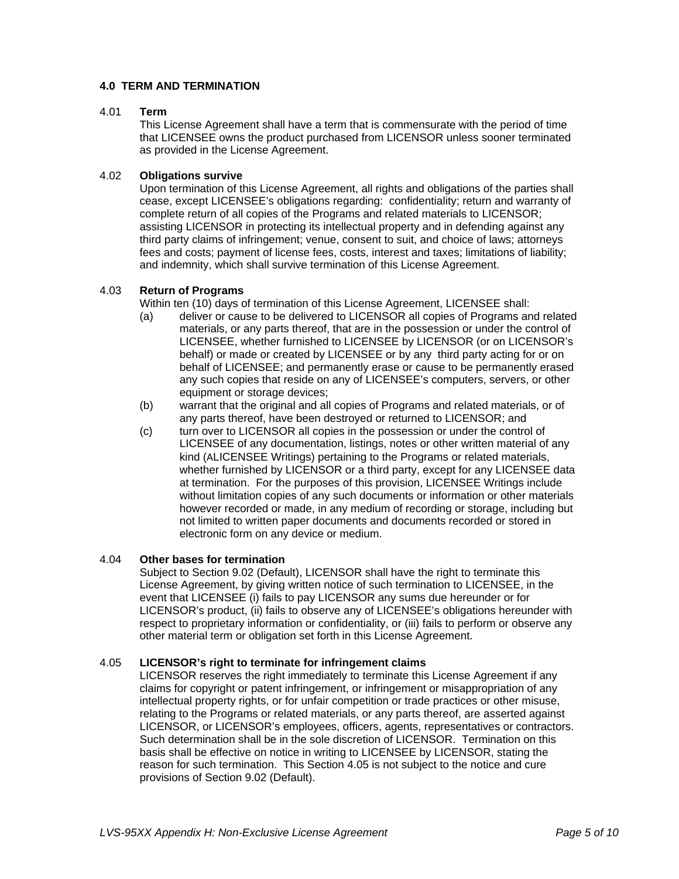## 4.0 TERM AND TERMINATION

4.01 **Term**

This License Agreement shall have a term that is commensurate with the period of time that LICENSEE owns the product purchased from LICENSOR unless sooner terminated as provided in the License Agreement.

4.02 **Obligations survive**

Upon termination of this License Agreement, all rights and obligations of the parties shall cease, except LICENSEE's obligations regarding: confidentiality; return and warranty of complete return of all copies of the Programs and related materials to LICENSOR; assisting LICENSOR in protecting its intellectual property and in defending against any third party claims of infringement; venue, consent to suit, and choice of laws; attorneys fees and costs; payment of license fees, costs, interest and taxes; limitations of liability; and indemnity, which shall survive termination of this License Agreement.

4.03 **Return of Programs**

Within ten (10) days of termination of this License Agreement, LICENSEE shall:

(a) deliver or cause to be delivered to LICENSOR all copies of Programs and related materials, or any parts thereof, that are in the possession or under the control of LICENSEE, whether furnished to LICENSEE by LICENSOR (or on LICENSOR's behalf) or made or created by LICENSEE or by any third party acting for or on behalf of LICENSEE; and permanently erase or cause to be permanently erased any such copies that reside on any of LICENSEE's computers, servers, or other equipment or storage devices;

(b) warrant that the original and all copies of Programs and related materials, or of any parts thereof, have been destroyed or returned to LICENSOR; and

(c) turn over to LICENSOR all copies in the possession or under the control of LICENSEE of any documentation, listings, notes or other written material of any kind (ALICENSEE Writings) pertaining to the Programs or related materials, whether furnished by LICENSOR or a third party, except for any LICENSEE data at termination. For the purposes of this provision, LICENSEE Writings include without limitation copies of any such documents or information or other materials however recorded or made, in any medium of recording or storage, including but not limited to written paper documents and documents recorded or stored in electronic form on any device or medium.

4.04 **Other bases for termination**

Subject to Section 9.02 (Default), LICENSOR shall have the right to terminate this License Agreement, by giving written notice of such termination to LICENSEE, in the event that LICENSEE (i) fails to pay LICENSOR any sums due hereunder or for LICENSOR's product, (ii) fails to observe any of LICENSEE's obligations hereunder with respect to proprietary information or confidentiality, or (iii) fails to perform or observe any other material term or obligation set forth in this License Agreement.

4.05 **LICENSOR's right to terminate for infringement claims**

LICENSOR reserves the right immediately to terminate this License Agreement if any claims for copyright or patent infringement, or infringement or misappropriation of any intellectual property rights, or for unfair competition or trade practices or other misuse, relating to the Programs or related materials, or any parts thereof, are asserted against LICENSOR, or LICENSOR's employees, officers, agents, representatives or contractors. Such determination shall be in the sole discretion of LICENSOR. Termination on this basis shall be effective on notice in writing to LICENSEE by LICENSOR, stating the reason for such termination. This Section 4.05 is not subject to the notice and cure provisions of Section 9.02 (Default).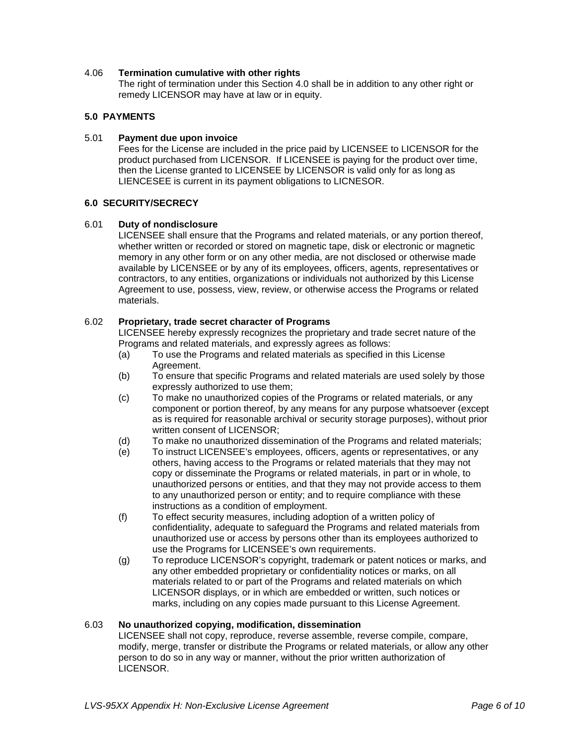4.06 **Termination cumulative with other rights**

The right of termination under this Section 4.0 shall be in addition to any other right or remedy LICENSOR may have at law or in equity.

## 5.0 PAYMENTS

5.01 **Payment due upon invoice**

Fees for the License are included in the price paid by LICENSEE to LICENSOR for the product purchased from LICENSOR. If LICENSEE is paying for the product over time, then the License granted to LICENSEE by LICENSOR is valid only for as long as LIENCESEE is current in its payment obligations to LICNESOR.

## 6.0 SECURITY/SECRECY

6.01 **Duty of nondisclosure**

LICENSEE shall ensure that the Programs and related materials, or any portion thereof, whether written or recorded or stored on magnetic tape, disk or electronic or magnetic memory in any other form or on any other media, are not disclosed or otherwise made available by LICENSEE or by any of its employees, officers, agents, representatives or contractors, to any entities, organizations or individuals not authorized by this License Agreement to use, possess, view, review, or otherwise access the Programs or related materials.

6.02 **Proprietary, trade secret character of Programs**

LICENSEE hereby expressly recognizes the proprietary and trade secret nature of the Programs and related materials, and expressly agrees as follows:

(a) To use the Programs and related materials as specified in this License Agreement.

(b) To ensure that specific Programs and related materials are used solely by those expressly authorized to use them;

(c) To make no unauthorized copies of the Programs or related materials, or any component or portion thereof, by any means for any purpose whatsoever (except as is required for reasonable archival or security storage purposes), without prior written consent of LICENSOR;

(d) To make no unauthorized dissemination of the Programs and related materials;

(e) To instruct LICENSEE's employees, officers, agents or representatives, or any others, having access to the Programs or related materials that they may not copy or disseminate the Programs or related materials, in part or in whole, to unauthorized persons or entities, and that they may not provide access to them to any unauthorized person or entity; and to require compliance with these instructions as a condition of employment.

(f) To effect security measures, including adoption of a written policy of confidentiality, adequate to safeguard the Programs and related materials from unauthorized use or access by persons other than its employees authorized to use the Programs for LICENSEE's own requirements.

(g) To reproduce LICENSOR's copyright, trademark or patent notices or marks, and any other embedded proprietary or confidentiality notices or marks, on all materials related to or part of the Programs and related materials on which LICENSOR displays, or in which are embedded or written, such notices or marks, including on any copies made pursuant to this License Agreement.

6.03 **No unauthorized copying, modification, dissemination**

LICENSEE shall not copy, reproduce, reverse assemble, reverse compile, compare, modify, merge, transfer or distribute the Programs or related materials, or allow any other person to do so in any way or manner, without the prior written authorization of LICENSOR.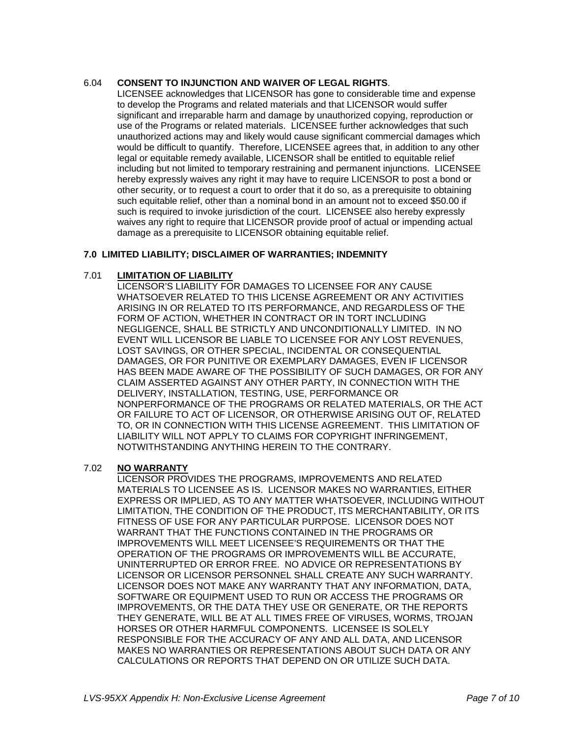6.04 **CONSENT TO INJUNCTION AND WAIVER OF LEGAL RIGHTS**.

LICENSEE acknowledges that LICENSOR has gone to considerable time and expense to develop the Programs and related materials and that LICENSOR would suffer significant and irreparable harm and damage by unauthorized copying, reproduction or use of the Programs or related materials. LICENSEE further acknowledges that such unauthorized actions may and likely would cause significant commercial damages which would be difficult to quantify. Therefore, LICENSEE agrees that, in addition to any other legal or equitable remedy available, LICENSOR shall be entitled to equitable relief including but not limited to temporary restraining and permanent injunctions. LICENSEE hereby expressly waives any right it may have to require LICENSOR to post a bond or other security, or to request a court to order that it do so, as a prerequisite to obtaining such equitable relief, other than a nominal bond in an amount not to exceed $50.00 if such is required to invoke jurisdiction of the court. LICENSEE also hereby expressly waives any right to require that LICENSOR provide proof of actual or impending actual damage as a prerequisite to LICENSOR obtaining equitable relief.

## 7.0 LIMITED LIABILITY; DISCLAIMER OF WARRANTIES; INDEMNITY

7.01 **LIMITATION OF LIABILITY**

LICENSOR'S LIABILITY FOR DAMAGES TO LICENSEE FOR ANY CAUSE WHATSOEVER RELATED TO THIS LICENSE AGREEMENT OR ANY ACTIVITIES ARISING IN OR RELATED TO ITS PERFORMANCE, AND REGARDLESS OF THE FORM OF ACTION, WHETHER IN CONTRACT OR IN TORT INCLUDING NEGLIGENCE, SHALL BE STRICTLY AND UNCONDITIONALLY LIMITED. IN NO EVENT WILL LICENSOR BE LIABLE TO LICENSEE FOR ANY LOST REVENUES, LOST SAVINGS, OR OTHER SPECIAL, INCIDENTAL OR CONSEQUENTIAL DAMAGES, OR FOR PUNITIVE OR EXEMPLARY DAMAGES, EVEN IF LICENSOR HAS BEEN MADE AWARE OF THE POSSIBILITY OF SUCH DAMAGES, OR FOR ANY CLAIM ASSERTED AGAINST ANY OTHER PARTY, IN CONNECTION WITH THE DELIVERY, INSTALLATION, TESTING, USE, PERFORMANCE OR NONPERFORMANCE OF THE PROGRAMS OR RELATED MATERIALS, OR THE ACT OR FAILURE TO ACT OF LICENSOR, OR OTHERWISE ARISING OUT OF, RELATED TO, OR IN CONNECTION WITH THIS LICENSE AGREEMENT. THIS LIMITATION OF LIABILITY WILL NOT APPLY TO CLAIMS FOR COPYRIGHT INFRINGEMENT, NOTWITHSTANDING ANYTHING HEREIN TO THE CONTRARY.

7.02 **NO WARRANTY**

LICENSOR PROVIDES THE PROGRAMS, IMPROVEMENTS AND RELATED MATERIALS TO LICENSEE AS IS. LICENSOR MAKES NO WARRANTIES, EITHER EXPRESS OR IMPLIED, AS TO ANY MATTER WHATSOEVER, INCLUDING WITHOUT LIMITATION, THE CONDITION OF THE PRODUCT, ITS MERCHANTABILITY, OR ITS FITNESS OF USE FOR ANY PARTICULAR PURPOSE. LICENSOR DOES NOT WARRANT THAT THE FUNCTIONS CONTAINED IN THE PROGRAMS OR IMPROVEMENTS WILL MEET LICENSEE'S REQUIREMENTS OR THAT THE OPERATION OF THE PROGRAMS OR IMPROVEMENTS WILL BE ACCURATE, UNINTERRUPTED OR ERROR FREE. NO ADVICE OR REPRESENTATIONS BY LICENSOR OR LICENSOR PERSONNEL SHALL CREATE ANY SUCH WARRANTY. LICENSOR DOES NOT MAKE ANY WARRANTY THAT ANY INFORMATION, DATA, SOFTWARE OR EQUIPMENT USED TO RUN OR ACCESS THE PROGRAMS OR IMPROVEMENTS, OR THE DATA THEY USE OR GENERATE, OR THE REPORTS THEY GENERATE, WILL BE AT ALL TIMES FREE OF VIRUSES, WORMS, TROJAN HORSES OR OTHER HARMFUL COMPONENTS. LICENSEE IS SOLELY RESPONSIBLE FOR THE ACCURACY OF ANY AND ALL DATA, AND LICENSOR MAKES NO WARRANTIES OR REPRESENTATIONS ABOUT SUCH DATA OR ANY CALCULATIONS OR REPORTS THAT DEPEND ON OR UTILIZE SUCH DATA.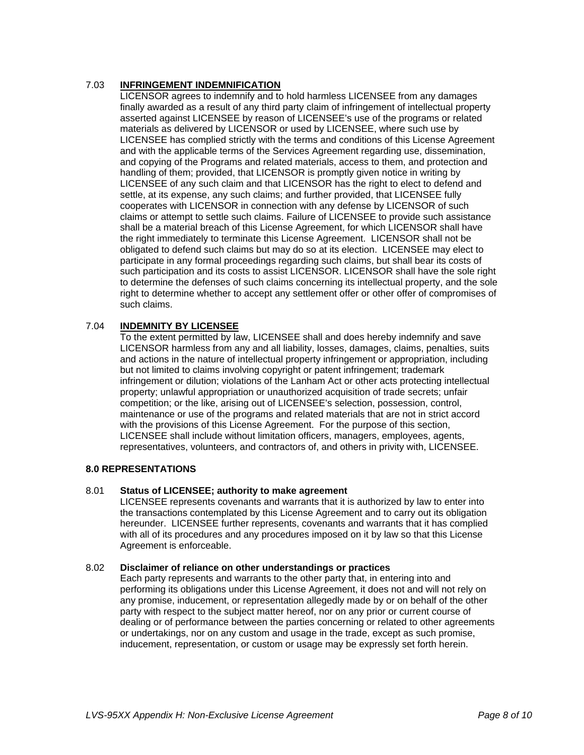### 7.03 INFRINGEMENT INDEMNIFICATION

LICENSOR agrees to indemnify and to hold harmless LICENSEE from any damages finally awarded as a result of any third party claim of infringement of intellectual property asserted against LICENSEE by reason of LICENSEE's use of the programs or related materials as delivered by LICENSOR or used by LICENSEE, where such use by LICENSEE has complied strictly with the terms and conditions of this License Agreement and with the applicable terms of the Services Agreement regarding use, dissemination, and copying of the Programs and related materials, access to them, and protection and handling of them; provided, that LICENSOR is promptly given notice in writing by LICENSEE of any such claim and that LICENSOR has the right to elect to defend and settle, at its expense, any such claims; and further provided, that LICENSEE fully cooperates with LICENSOR in connection with any defense by LICENSOR of such claims or attempt to settle such claims. Failure of LICENSEE to provide such assistance shall be a material breach of this License Agreement, for which LICENSOR shall have the right immediately to terminate this License Agreement. LICENSOR shall not be obligated to defend such claims but may do so at its election. LICENSEE may elect to participate in any formal proceedings regarding such claims, but shall bear its costs of such participation and its costs to assist LICENSOR. LICENSOR shall have the sole right to determine the defenses of such claims concerning its intellectual property, and the sole right to determine whether to accept any settlement offer or other offer of compromises of such claims.

### 7.04 INDEMNITY BY LICENSEE

To the extent permitted by law, LICENSEE shall and does hereby indemnify and save LICENSOR harmless from any and all liability, losses, damages, claims, penalties, suits and actions in the nature of intellectual property infringement or appropriation, including but not limited to claims involving copyright or patent infringement; trademark infringement or dilution; violations of the Lanham Act or other acts protecting intellectual property; unlawful appropriation or unauthorized acquisition of trade secrets; unfair competition; or the like, arising out of LICENSEE's selection, possession, control, maintenance or use of the programs and related materials that are not in strict accord with the provisions of this License Agreement. For the purpose of this section, LICENSEE shall include without limitation officers, managers, employees, agents, representatives, volunteers, and contractors of, and others in privity with, LICENSEE.

## 8.0 REPRESENTATIONS

### 8.01 Status of LICENSEE; authority to make agreement

LICENSEE represents covenants and warrants that it is authorized by law to enter into the transactions contemplated by this License Agreement and to carry out its obligation hereunder. LICENSEE further represents, covenants and warrants that it has complied with all of its procedures and any procedures imposed on it by law so that this License Agreement is enforceable.

### 8.02 Disclaimer of reliance on other understandings or practices

Each party represents and warrants to the other party that, in entering into and performing its obligations under this License Agreement, it does not and will not rely on any promise, inducement, or representation allegedly made by or on behalf of the other party with respect to the subject matter hereof, nor on any prior or current course of dealing or of performance between the parties concerning or related to other agreements or undertakings, nor on any custom and usage in the trade, except as such promise, inducement, representation, or custom or usage may be expressly set forth herein.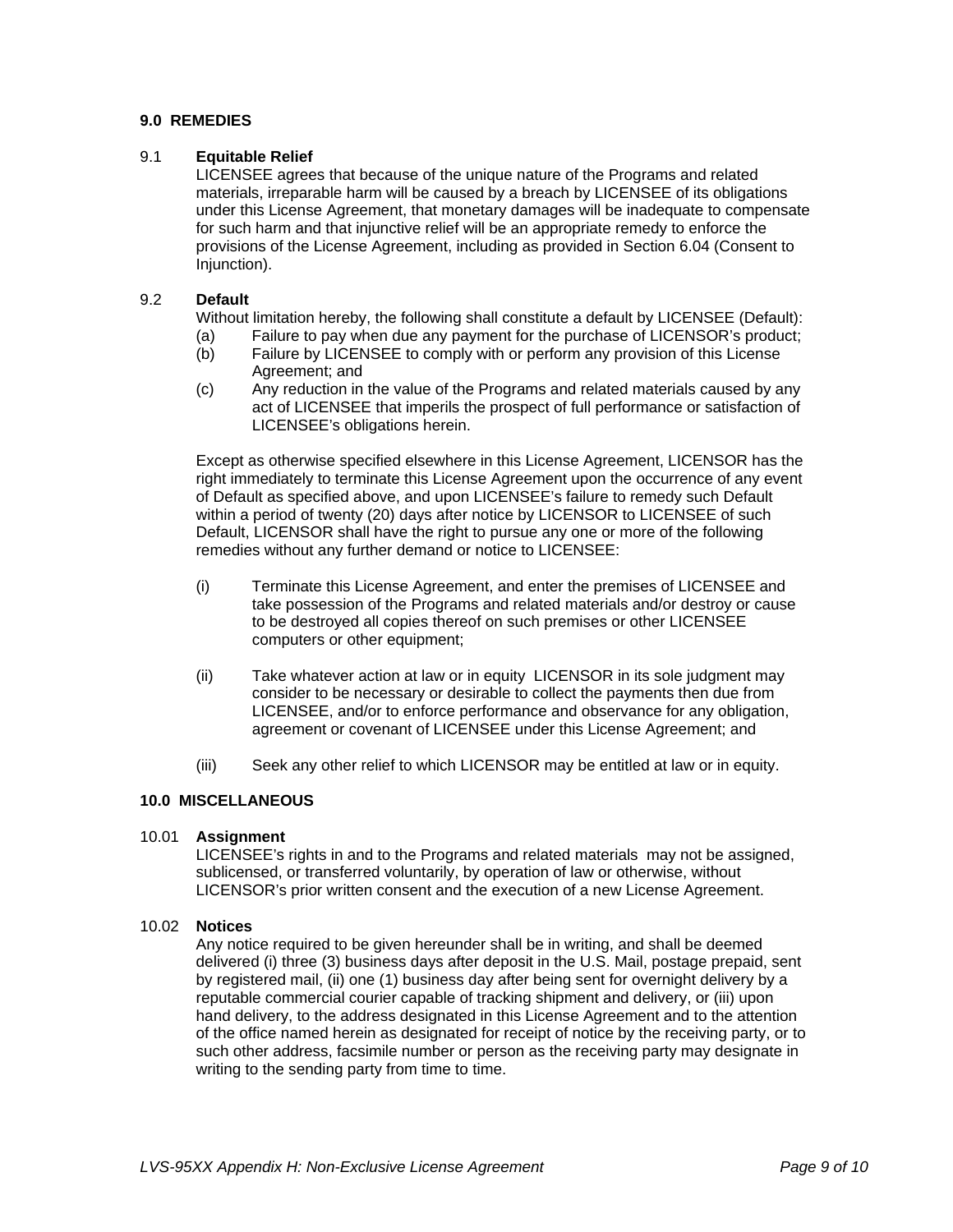## 9.0 REMEDIES

9.1 **Equitable Relief**

LICENSEE agrees that because of the unique nature of the Programs and related materials, irreparable harm will be caused by a breach by LICENSEE of its obligations under this License Agreement, that monetary damages will be inadequate to compensate for such harm and that injunctive relief will be an appropriate remedy to enforce the provisions of the License Agreement, including as provided in Section 6.04 (Consent to Injunction).

9.2 **Default**

Without limitation hereby, the following shall constitute a default by LICENSEE (Default):

(a) Failure to pay when due any payment for the purchase of LICENSOR's product;

(b) Failure by LICENSEE to comply with or perform any provision of this License Agreement; and

(c) Any reduction in the value of the Programs and related materials caused by any act of LICENSEE that imperils the prospect of full performance or satisfaction of LICENSEE's obligations herein.

Except as otherwise specified elsewhere in this License Agreement, LICENSOR has the right immediately to terminate this License Agreement upon the occurrence of any event of Default as specified above, and upon LICENSEE's failure to remedy such Default within a period of twenty (20) days after notice by LICENSOR to LICENSEE of such Default, LICENSOR shall have the right to pursue any one or more of the following remedies without any further demand or notice to LICENSEE:

(i) Terminate this License Agreement, and enter the premises of LICENSEE and take possession of the Programs and related materials and/or destroy or cause to be destroyed all copies thereof on such premises or other LICENSEE computers or other equipment;

(ii) Take whatever action at law or in equity LICENSOR in its sole judgment may consider to be necessary or desirable to collect the payments then due from LICENSEE, and/or to enforce performance and observance for any obligation, agreement or covenant of LICENSEE under this License Agreement; and

(iii) Seek any other relief to which LICENSOR may be entitled at law or in equity.

## 10.0 MISCELLANEOUS

10.01 **Assignment**

LICENSEE's rights in and to the Programs and related materials may not be assigned, sublicensed, or transferred voluntarily, by operation of law or otherwise, without LICENSOR's prior written consent and the execution of a new License Agreement.

10.02 **Notices**

Any notice required to be given hereunder shall be in writing, and shall be deemed delivered (i) three (3) business days after deposit in the U.S. Mail, postage prepaid, sent by registered mail, (ii) one (1) business day after being sent for overnight delivery by a reputable commercial courier capable of tracking shipment and delivery, or (iii) upon hand delivery, to the address designated in this License Agreement and to the attention of the office named herein as designated for receipt of notice by the receiving party, or to such other address, facsimile number or person as the receiving party may designate in writing to the sending party from time to time.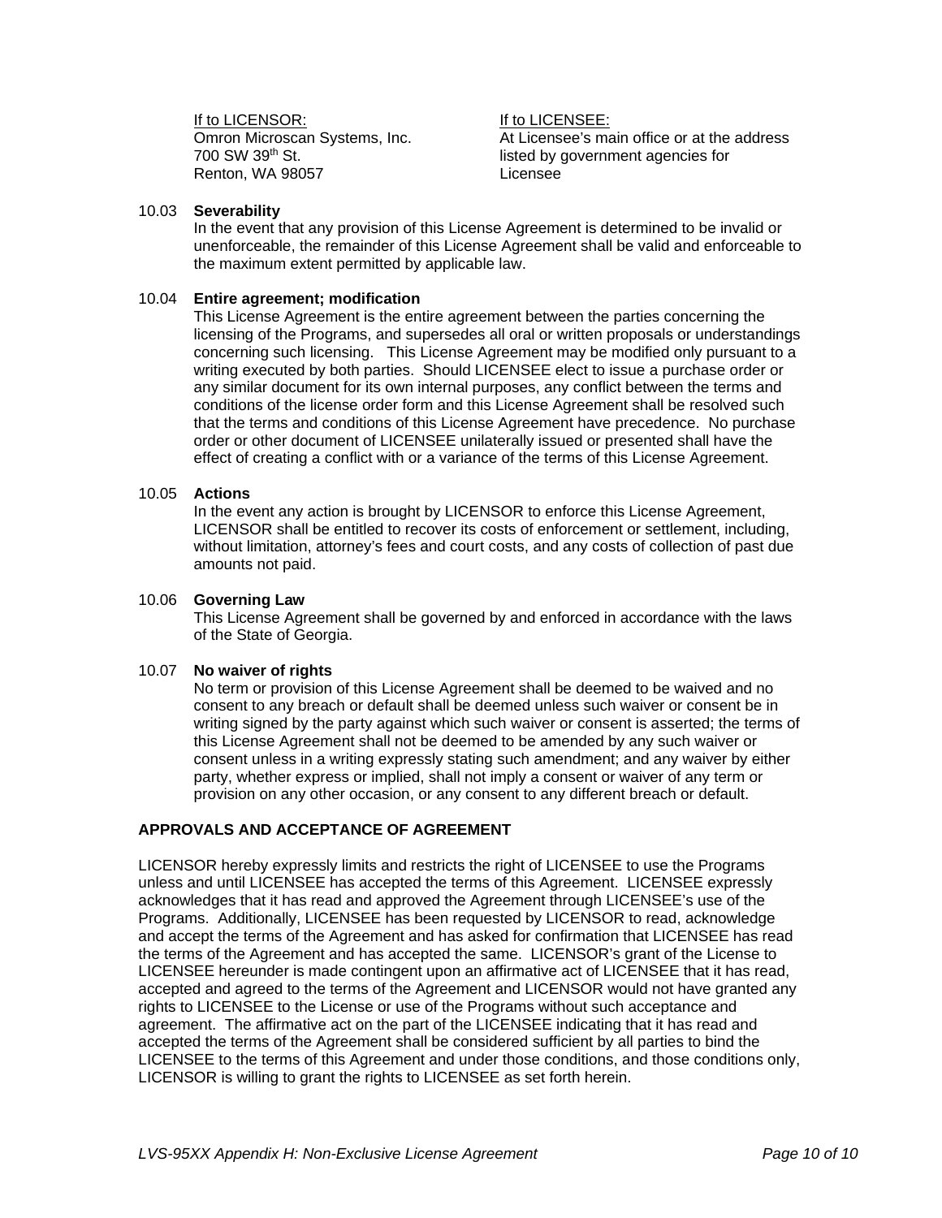If to LICENSOR:
Omron Microscan Systems, Inc.
700 SW 39th St.
Renton, WA 98057

If to LICENSEE:
At Licensee's main office or at the address listed by government agencies for Licensee

10.03 **Severability**

In the event that any provision of this License Agreement is determined to be invalid or unenforceable, the remainder of this License Agreement shall be valid and enforceable to the maximum extent permitted by applicable law.

10.04 **Entire agreement; modification**

This License Agreement is the entire agreement between the parties concerning the licensing of the Programs, and supersedes all oral or written proposals or understandings concerning such licensing. This License Agreement may be modified only pursuant to a writing executed by both parties. Should LICENSEE elect to issue a purchase order or any similar document for its own internal purposes, any conflict between the terms and conditions of the license order form and this License Agreement shall be resolved such that the terms and conditions of this License Agreement have precedence. No purchase order or other document of LICENSEE unilaterally issued or presented shall have the effect of creating a conflict with or a variance of the terms of this License Agreement.

10.05 **Actions**

In the event any action is brought by LICENSOR to enforce this License Agreement, LICENSOR shall be entitled to recover its costs of enforcement or settlement, including, without limitation, attorney's fees and court costs, and any costs of collection of past due amounts not paid.

10.06 **Governing Law**

This License Agreement shall be governed by and enforced in accordance with the laws of the State of Georgia.

10.07 **No waiver of rights**

No term or provision of this License Agreement shall be deemed to be waived and no consent to any breach or default shall be deemed unless such waiver or consent be in writing signed by the party against which such waiver or consent is asserted; the terms of this License Agreement shall not be deemed to be amended by any such waiver or consent unless in a writing expressly stating such amendment; and any waiver by either party, whether express or implied, shall not imply a consent or waiver of any term or provision on any other occasion, or any consent to any different breach or default.

**APPROVALS AND ACCEPTANCE OF AGREEMENT**

LICENSOR hereby expressly limits and restricts the right of LICENSEE to use the Programs unless and until LICENSEE has accepted the terms of this Agreement. LICENSEE expressly acknowledges that it has read and approved the Agreement through LICENSEE's use of the Programs. Additionally, LICENSEE has been requested by LICENSOR to read, acknowledge and accept the terms of the Agreement and has asked for confirmation that LICENSEE has read the terms of the Agreement and has accepted the same. LICENSOR's grant of the License to LICENSEE hereunder is made contingent upon an affirmative act of LICENSEE that it has read, accepted and agreed to the terms of the Agreement and LICENSOR would not have granted any rights to LICENSEE to the License or use of the Programs without such acceptance and agreement. The affirmative act on the part of the LICENSEE indicating that it has read and accepted the terms of the Agreement shall be considered sufficient by all parties to bind the LICENSEE to the terms of this Agreement and under those conditions, and those conditions only, LICENSOR is willing to grant the rights to LICENSEE as set forth herein.